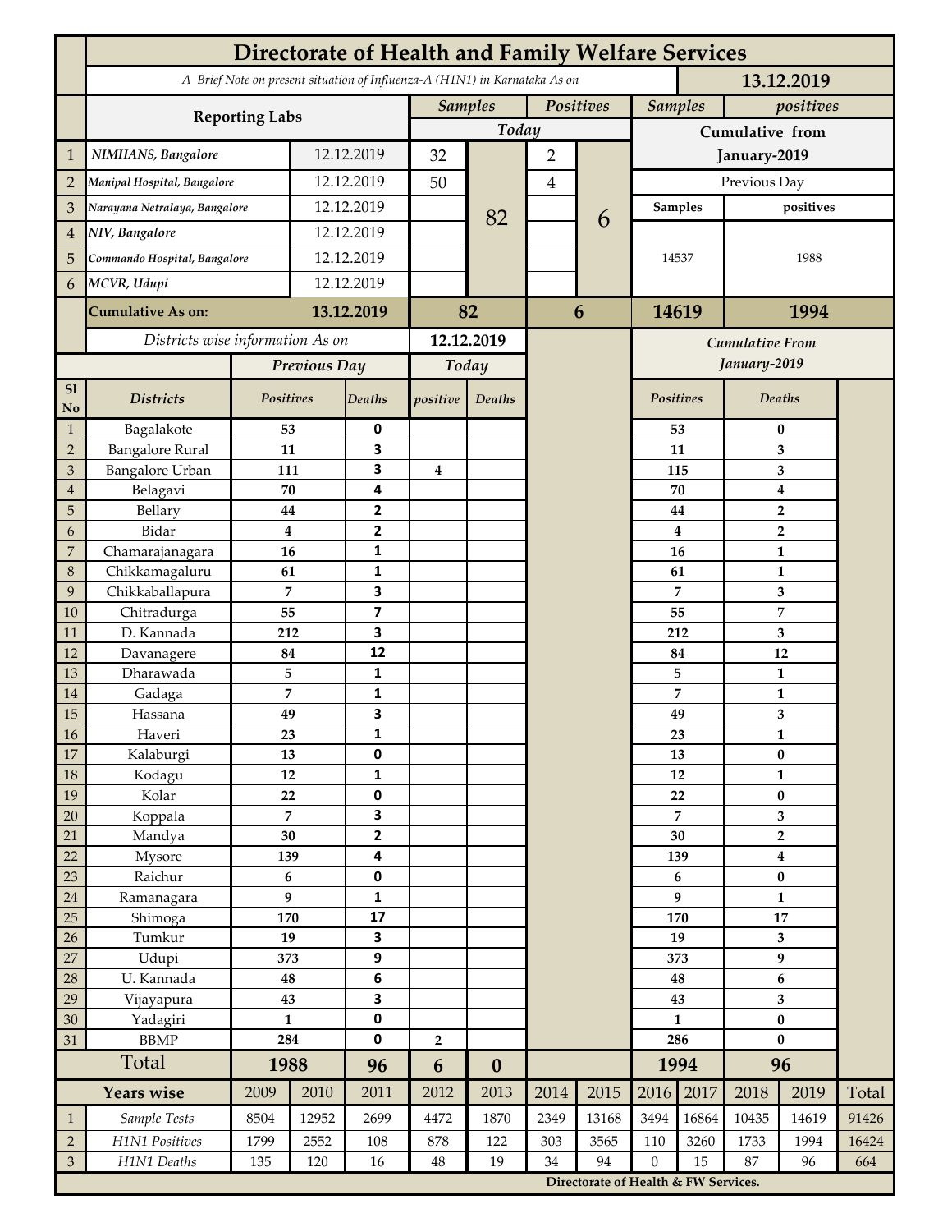# Directorate of Health and Family Welfare Services

*A Brief Note on present situation of Influenza-A (H1N1) in Karnataka As on* **13.12.2019**

| | Reporting Labs | | Samples Today | | Positives Today | | Samples Cumulative from January-2019 | positives Cumulative from January-2019 |
|---|---|---|---|---|---|---|---|---|
| 1 | *NIMHANS, Bangalore* | 12.12.2019 | 32 | 82 | 2 | 6 | Previous Day | |
| 2 | *Manipal Hospital, Bangalore* | 12.12.2019 | 50 | | 4 | | Samples | positives |
| 3 | *Narayana Netralaya, Bangalore* | 12.12.2019 | | | | | 14537 | 1988 |
| 4 | *NIV, Bangalore* | 12.12.2019 | | | | | | |
| 5 | *Commando Hospital, Bangalore* | 12.12.2019 | | | | | | |
| 6 | *MCVR, Udupi* | 12.12.2019 | | | | | | |
| | **Cumulative As on:** | **13.12.2019** | **82** | | **6** | | **14619** | **1994** |

*Districts wise information As on* **12.12.2019**

| Sl No | Districts | Previous Day Positives | Previous Day Deaths | Today positive | Today Deaths | Cumulative From January-2019 Positives | Cumulative From January-2019 Deaths |
|---|---|---|---|---|---|---|---|
| 1 | Bagalakote | 53 | 0 | | | 53 | 0 |
| 2 | Bangalore Rural | 11 | 3 | | | 11 | 3 |
| 3 | Bangalore Urban | 111 | 3 | 4 | | 115 | 3 |
| 4 | Belagavi | 70 | 4 | | | 70 | 4 |
| 5 | Bellary | 44 | 2 | | | 44 | 2 |
| 6 | Bidar | 4 | 2 | | | 4 | 2 |
| 7 | Chamarajanagara | 16 | 1 | | | 16 | 1 |
| 8 | Chikkamagaluru | 61 | 1 | | | 61 | 1 |
| 9 | Chikkaballapura | 7 | 3 | | | 7 | 3 |
| 10 | Chitradurga | 55 | 7 | | | 55 | 7 |
| 11 | D. Kannada | 212 | 3 | | | 212 | 3 |
| 12 | Davanagere | 84 | 12 | | | 84 | 12 |
| 13 | Dharawada | 5 | 1 | | | 5 | 1 |
| 14 | Gadaga | 7 | 1 | | | 7 | 1 |
| 15 | Hassana | 49 | 3 | | | 49 | 3 |
| 16 | Haveri | 23 | 1 | | | 23 | 1 |
| 17 | Kalaburgi | 13 | 0 | | | 13 | 0 |
| 18 | Kodagu | 12 | 1 | | | 12 | 1 |
| 19 | Kolar | 22 | 0 | | | 22 | 0 |
| 20 | Koppala | 7 | 3 | | | 7 | 3 |
| 21 | Mandya | 30 | 2 | | | 30 | 2 |
| 22 | Mysore | 139 | 4 | | | 139 | 4 |
| 23 | Raichur | 6 | 0 | | | 6 | 0 |
| 24 | Ramanagara | 9 | 1 | | | 9 | 1 |
| 25 | Shimoga | 170 | 17 | | | 170 | 17 |
| 26 | Tumkur | 19 | 3 | | | 19 | 3 |
| 27 | Udupi | 373 | 9 | | | 373 | 9 |
| 28 | U. Kannada | 48 | 6 | | | 48 | 6 |
| 29 | Vijayapura | 43 | 3 | | | 43 | 3 |
| 30 | Yadagiri | 1 | 0 | | | 1 | 0 |
| 31 | BBMP | 284 | 0 | 2 | | 286 | 0 |
| | **Total** | **1988** | **96** | **6** | **0** | **1994** | **96** |

| | Years wise | 2009 | 2010 | 2011 | 2012 | 2013 | 2014 | 2015 | 2016 | 2017 | 2018 | 2019 | Total |
|---|---|---|---|---|---|---|---|---|---|---|---|---|---|
| 1 | *Sample Tests* | 8504 | 12952 | 2699 | 4472 | 1870 | 2349 | 13168 | 3494 | 16864 | 10435 | 14619 | 91426 |
| 2 | *H1N1 Positives* | 1799 | 2552 | 108 | 878 | 122 | 303 | 3565 | 110 | 3260 | 1733 | 1994 | 16424 |
| 3 | *H1N1 Deaths* | 135 | 120 | 16 | 48 | 19 | 34 | 94 | 0 | 15 | 87 | 96 | 664 |

**Directorate of Health & FW Services.**